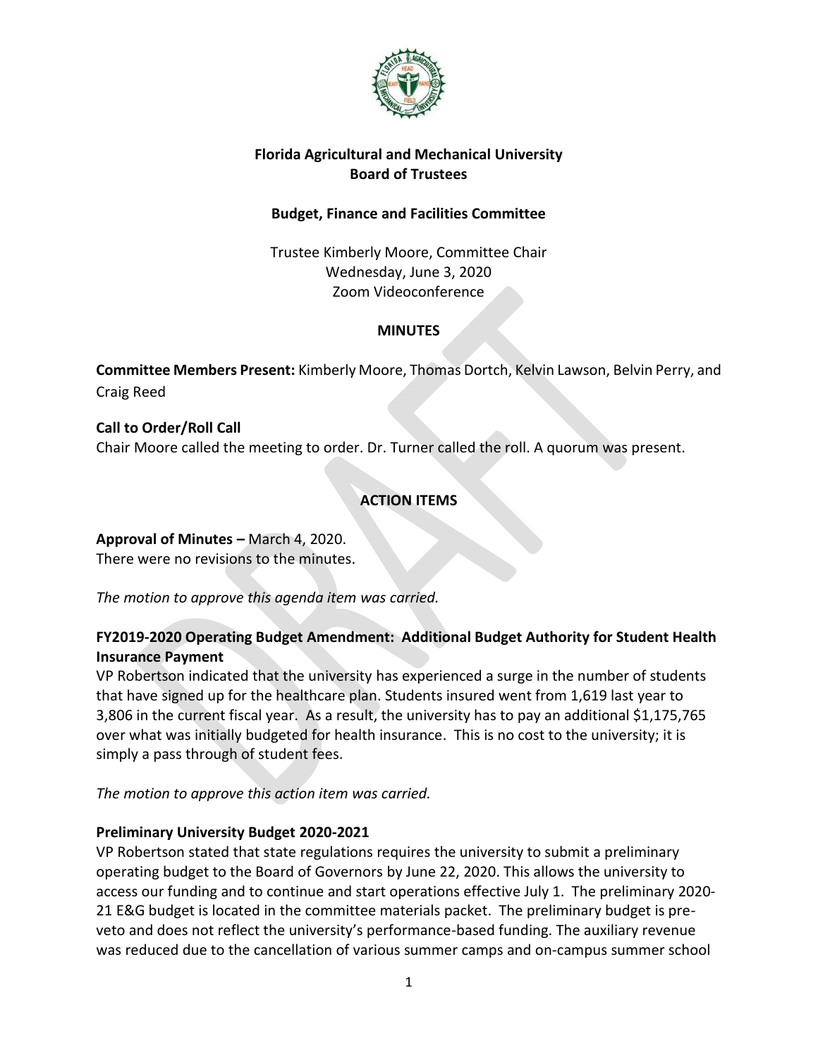**Florida Agricultural and Mechanical University**
**Board of Trustees**

**Budget, Finance and Facilities Committee**

Trustee Kimberly Moore, Committee Chair
Wednesday, June 3, 2020
Zoom Videoconference

**MINUTES**

**Committee Members Present:** Kimberly Moore, Thomas Dortch, Kelvin Lawson, Belvin Perry, and Craig Reed

**Call to Order/Roll Call**
Chair Moore called the meeting to order. Dr. Turner called the roll. A quorum was present.

**ACTION ITEMS**

**Approval of Minutes –** March 4, 2020.
There were no revisions to the minutes.

*The motion to approve this agenda item was carried.*

**FY2019-2020 Operating Budget Amendment: Additional Budget Authority for Student Health Insurance Payment**
VP Robertson indicated that the university has experienced a surge in the number of students that have signed up for the healthcare plan. Students insured went from 1,619 last year to 3,806 in the current fiscal year. As a result, the university has to pay an additional $1,175,765 over what was initially budgeted for health insurance. This is no cost to the university; it is simply a pass through of student fees.

*The motion to approve this action item was carried.*

**Preliminary University Budget 2020-2021**
VP Robertson stated that state regulations requires the university to submit a preliminary operating budget to the Board of Governors by June 22, 2020. This allows the university to access our funding and to continue and start operations effective July 1. The preliminary 2020-21 E&G budget is located in the committee materials packet. The preliminary budget is pre-veto and does not reflect the university's performance-based funding. The auxiliary revenue was reduced due to the cancellation of various summer camps and on-campus summer school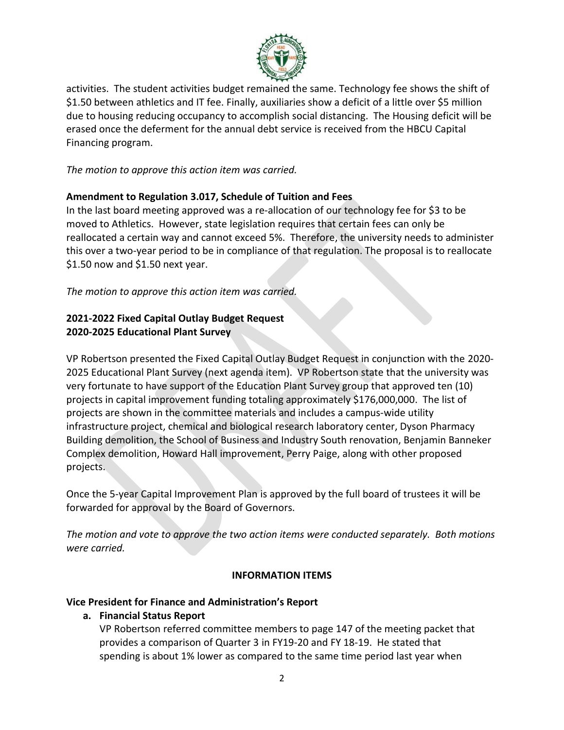activities. The student activities budget remained the same. Technology fee shows the shift of $1.50 between athletics and IT fee. Finally, auxiliaries show a deficit of a little over $5 million due to housing reducing occupancy to accomplish social distancing. The Housing deficit will be erased once the deferment for the annual debt service is received from the HBCU Capital Financing program.

*The motion to approve this action item was carried.*

**Amendment to Regulation 3.017, Schedule of Tuition and Fees**

In the last board meeting approved was a re-allocation of our technology fee for $3 to be moved to Athletics. However, state legislation requires that certain fees can only be reallocated a certain way and cannot exceed 5%. Therefore, the university needs to administer this over a two-year period to be in compliance of that regulation. The proposal is to reallocate $1.50 now and $1.50 next year.

*The motion to approve this action item was carried.*

**2021-2022 Fixed Capital Outlay Budget Request**
**2020-2025 Educational Plant Survey**

VP Robertson presented the Fixed Capital Outlay Budget Request in conjunction with the 2020-2025 Educational Plant Survey (next agenda item). VP Robertson state that the university was very fortunate to have support of the Education Plant Survey group that approved ten (10) projects in capital improvement funding totaling approximately $176,000,000. The list of projects are shown in the committee materials and includes a campus-wide utility infrastructure project, chemical and biological research laboratory center, Dyson Pharmacy Building demolition, the School of Business and Industry South renovation, Benjamin Banneker Complex demolition, Howard Hall improvement, Perry Paige, along with other proposed projects.

Once the 5-year Capital Improvement Plan is approved by the full board of trustees it will be forwarded for approval by the Board of Governors.

*The motion and vote to approve the two action items were conducted separately. Both motions were carried.*

## INFORMATION ITEMS

**Vice President for Finance and Administration's Report**

**a. Financial Status Report**

VP Robertson referred committee members to page 147 of the meeting packet that provides a comparison of Quarter 3 in FY19-20 and FY 18-19. He stated that spending is about 1% lower as compared to the same time period last year when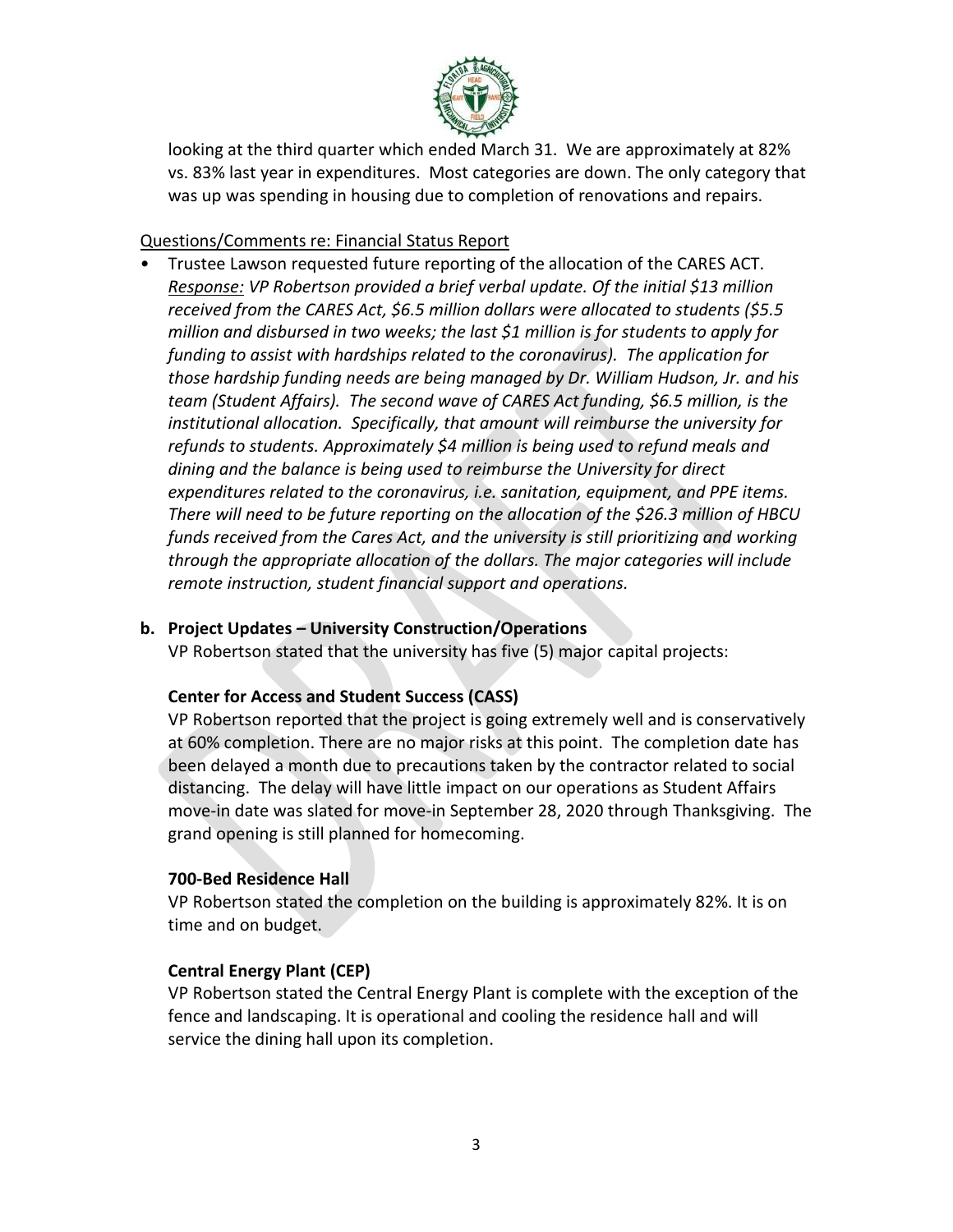looking at the third quarter which ended March 31. We are approximately at 82% vs. 83% last year in expenditures. Most categories are down. The only category that was up was spending in housing due to completion of renovations and repairs.

Questions/Comments re: Financial Status Report

- Trustee Lawson requested future reporting of the allocation of the CARES ACT. *Response: VP Robertson provided a brief verbal update. Of the initial $13 million received from the CARES Act, $6.5 million dollars were allocated to students ($5.5 million and disbursed in two weeks; the last $1 million is for students to apply for funding to assist with hardships related to the coronavirus). The application for those hardship funding needs are being managed by Dr. William Hudson, Jr. and his team (Student Affairs). The second wave of CARES Act funding, $6.5 million, is the institutional allocation. Specifically, that amount will reimburse the university for refunds to students. Approximately $4 million is being used to refund meals and dining and the balance is being used to reimburse the University for direct expenditures related to the coronavirus, i.e. sanitation, equipment, and PPE items. There will need to be future reporting on the allocation of the $26.3 million of HBCU funds received from the Cares Act, and the university is still prioritizing and working through the appropriate allocation of the dollars. The major categories will include remote instruction, student financial support and operations.*

**b. Project Updates – University Construction/Operations**

VP Robertson stated that the university has five (5) major capital projects:

**Center for Access and Student Success (CASS)**

VP Robertson reported that the project is going extremely well and is conservatively at 60% completion. There are no major risks at this point. The completion date has been delayed a month due to precautions taken by the contractor related to social distancing. The delay will have little impact on our operations as Student Affairs move-in date was slated for move-in September 28, 2020 through Thanksgiving. The grand opening is still planned for homecoming.

**700-Bed Residence Hall**

VP Robertson stated the completion on the building is approximately 82%. It is on time and on budget.

**Central Energy Plant (CEP)**

VP Robertson stated the Central Energy Plant is complete with the exception of the fence and landscaping. It is operational and cooling the residence hall and will service the dining hall upon its completion.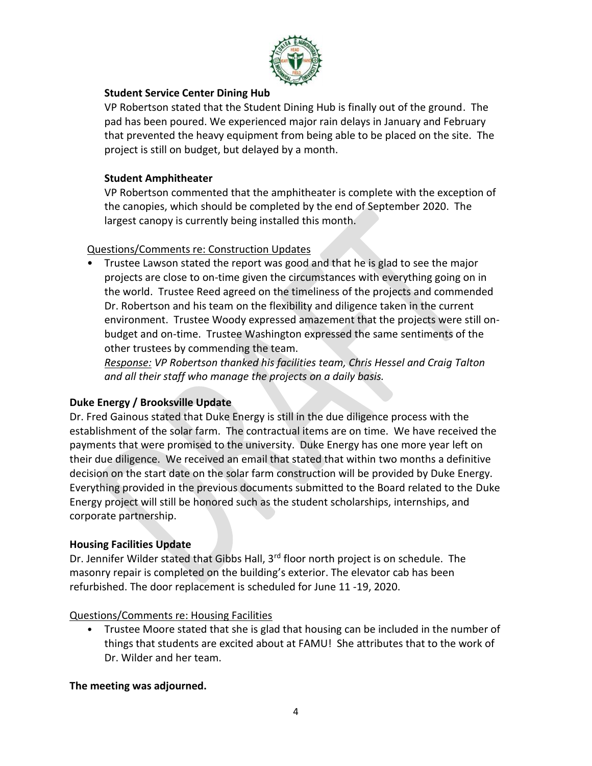**Student Service Center Dining Hub**

VP Robertson stated that the Student Dining Hub is finally out of the ground. The pad has been poured. We experienced major rain delays in January and February that prevented the heavy equipment from being able to be placed on the site. The project is still on budget, but delayed by a month.

**Student Amphitheater**

VP Robertson commented that the amphitheater is complete with the exception of the canopies, which should be completed by the end of September 2020. The largest canopy is currently being installed this month.

Questions/Comments re: Construction Updates

- Trustee Lawson stated the report was good and that he is glad to see the major projects are close to on-time given the circumstances with everything going on in the world. Trustee Reed agreed on the timeliness of the projects and commended Dr. Robertson and his team on the flexibility and diligence taken in the current environment. Trustee Woody expressed amazement that the projects were still on-budget and on-time. Trustee Washington expressed the same sentiments of the other trustees by commending the team.

  *Response: VP Robertson thanked his facilities team, Chris Hessel and Craig Talton and all their staff who manage the projects on a daily basis.*

**Duke Energy / Brooksville Update**

Dr. Fred Gainous stated that Duke Energy is still in the due diligence process with the establishment of the solar farm. The contractual items are on time. We have received the payments that were promised to the university. Duke Energy has one more year left on their due diligence. We received an email that stated that within two months a definitive decision on the start date on the solar farm construction will be provided by Duke Energy. Everything provided in the previous documents submitted to the Board related to the Duke Energy project will still be honored such as the student scholarships, internships, and corporate partnership.

**Housing Facilities Update**

Dr. Jennifer Wilder stated that Gibbs Hall, 3rd floor north project is on schedule. The masonry repair is completed on the building's exterior. The elevator cab has been refurbished. The door replacement is scheduled for June 11 -19, 2020.

Questions/Comments re: Housing Facilities

- Trustee Moore stated that she is glad that housing can be included in the number of things that students are excited about at FAMU! She attributes that to the work of Dr. Wilder and her team.

**The meeting was adjourned.**